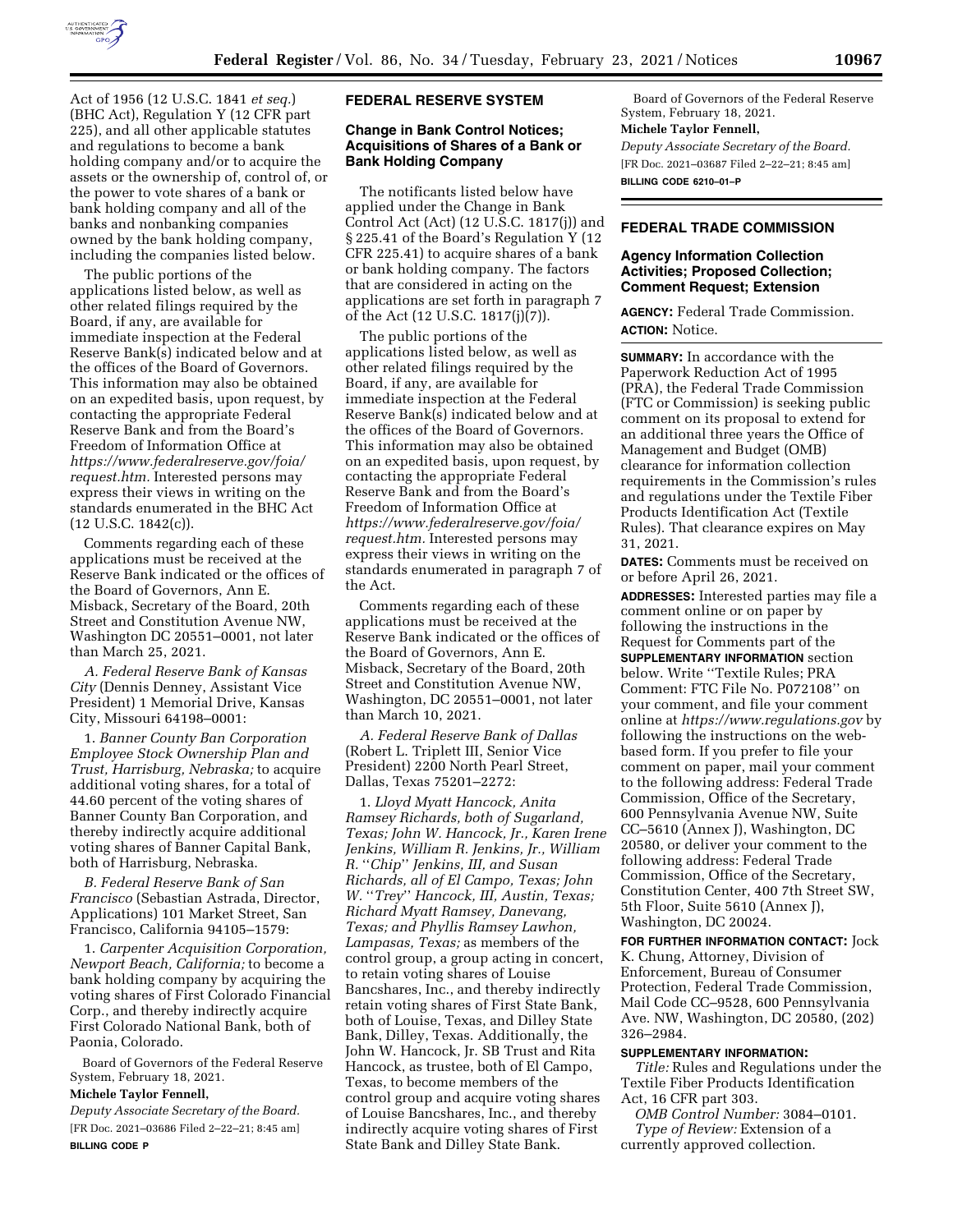Act of 1956 (12 U.S.C. 1841 *et seq.*) (BHC Act), Regulation Y (12 CFR part 225), and all other applicable statutes and regulations to become a bank holding company and/or to acquire the assets or the ownership of, control of, or the power to vote shares of a bank or bank holding company and all of the banks and nonbanking companies owned by the bank holding company, including the companies listed below.

The public portions of the applications listed below, as well as other related filings required by the Board, if any, are available for immediate inspection at the Federal Reserve Bank(s) indicated below and at the offices of the Board of Governors. This information may also be obtained on an expedited basis, upon request, by contacting the appropriate Federal Reserve Bank and from the Board's Freedom of Information Office at *https://www.federalreserve.gov/foia/request.htm.* Interested persons may express their views in writing on the standards enumerated in the BHC Act (12 U.S.C. 1842(c)).

Comments regarding each of these applications must be received at the Reserve Bank indicated or the offices of the Board of Governors, Ann E. Misback, Secretary of the Board, 20th Street and Constitution Avenue NW, Washington DC 20551–0001, not later than March 25, 2021.

*A. Federal Reserve Bank of Kansas City* (Dennis Denney, Assistant Vice President) 1 Memorial Drive, Kansas City, Missouri 64198–0001:

1. *Banner County Ban Corporation Employee Stock Ownership Plan and Trust, Harrisburg, Nebraska;* to acquire additional voting shares, for a total of 44.60 percent of the voting shares of Banner County Ban Corporation, and thereby indirectly acquire additional voting shares of Banner Capital Bank, both of Harrisburg, Nebraska.

*B. Federal Reserve Bank of San Francisco* (Sebastian Astrada, Director, Applications) 101 Market Street, San Francisco, California 94105–1579:

1. *Carpenter Acquisition Corporation, Newport Beach, California;* to become a bank holding company by acquiring the voting shares of First Colorado Financial Corp., and thereby indirectly acquire First Colorado National Bank, both of Paonia, Colorado.

Board of Governors of the Federal Reserve System, February 18, 2021.

**Michele Taylor Fennell,**

*Deputy Associate Secretary of the Board.*

[FR Doc. 2021–03686 Filed 2–22–21; 8:45 am]

**BILLING CODE P**

## FEDERAL RESERVE SYSTEM

### Change in Bank Control Notices; Acquisitions of Shares of a Bank or Bank Holding Company

The notificants listed below have applied under the Change in Bank Control Act (Act) (12 U.S.C. 1817(j)) and § 225.41 of the Board's Regulation Y (12 CFR 225.41) to acquire shares of a bank or bank holding company. The factors that are considered in acting on the applications are set forth in paragraph 7 of the Act (12 U.S.C. 1817(j)(7)).

The public portions of the applications listed below, as well as other related filings required by the Board, if any, are available for immediate inspection at the Federal Reserve Bank(s) indicated below and at the offices of the Board of Governors. This information may also be obtained on an expedited basis, upon request, by contacting the appropriate Federal Reserve Bank and from the Board's Freedom of Information Office at *https://www.federalreserve.gov/foia/request.htm.* Interested persons may express their views in writing on the standards enumerated in paragraph 7 of the Act.

Comments regarding each of these applications must be received at the Reserve Bank indicated or the offices of the Board of Governors, Ann E. Misback, Secretary of the Board, 20th Street and Constitution Avenue NW, Washington, DC 20551–0001, not later than March 10, 2021.

*A. Federal Reserve Bank of Dallas* (Robert L. Triplett III, Senior Vice President) 2200 North Pearl Street, Dallas, Texas 75201–2272:

1. *Lloyd Myatt Hancock, Anita Ramsey Richards, both of Sugarland, Texas; John W. Hancock, Jr., Karen Irene Jenkins, William R. Jenkins, Jr., William R. "Chip" Jenkins, III, and Susan Richards, all of El Campo, Texas; John W. "Trey" Hancock, III, Austin, Texas; Richard Myatt Ramsey, Danevang, Texas; and Phyllis Ramsey Lawhon, Lampasas, Texas;* as members of the control group, a group acting in concert, to retain voting shares of Louise Bancshares, Inc., and thereby indirectly retain voting shares of First State Bank, both of Louise, Texas, and Dilley State Bank, Dilley, Texas. Additionally, the John W. Hancock, Jr. SB Trust and Rita Hancock, as trustee, both of El Campo, Texas, to become members of the control group and acquire voting shares of Louise Bancshares, Inc., and thereby indirectly acquire voting shares of First State Bank and Dilley State Bank.

Board of Governors of the Federal Reserve System, February 18, 2021.

**Michele Taylor Fennell,**

*Deputy Associate Secretary of the Board.*

[FR Doc. 2021–03687 Filed 2–22–21; 8:45 am]

**BILLING CODE 6210–01–P**

## FEDERAL TRADE COMMISSION

### Agency Information Collection Activities; Proposed Collection; Comment Request; Extension

**AGENCY:** Federal Trade Commission.

**ACTION:** Notice.

**SUMMARY:** In accordance with the Paperwork Reduction Act of 1995 (PRA), the Federal Trade Commission (FTC or Commission) is seeking public comment on its proposal to extend for an additional three years the Office of Management and Budget (OMB) clearance for information collection requirements in the Commission's rules and regulations under the Textile Fiber Products Identification Act (Textile Rules). That clearance expires on May 31, 2021.

**DATES:** Comments must be received on or before April 26, 2021.

**ADDRESSES:** Interested parties may file a comment online or on paper by following the instructions in the Request for Comments part of the **SUPPLEMENTARY INFORMATION** section below. Write "Textile Rules; PRA Comment: FTC File No. P072108" on your comment, and file your comment online at *https://www.regulations.gov* by following the instructions on the web-based form. If you prefer to file your comment on paper, mail your comment to the following address: Federal Trade Commission, Office of the Secretary, 600 Pennsylvania Avenue NW, Suite CC–5610 (Annex J), Washington, DC 20580, or deliver your comment to the following address: Federal Trade Commission, Office of the Secretary, Constitution Center, 400 7th Street SW, 5th Floor, Suite 5610 (Annex J), Washington, DC 20024.

**FOR FURTHER INFORMATION CONTACT:** Jock K. Chung, Attorney, Division of Enforcement, Bureau of Consumer Protection, Federal Trade Commission, Mail Code CC–9528, 600 Pennsylvania Ave. NW, Washington, DC 20580, (202) 326–2984.

**SUPPLEMENTARY INFORMATION:**

*Title:* Rules and Regulations under the Textile Fiber Products Identification Act, 16 CFR part 303.

*OMB Control Number:* 3084–0101.

*Type of Review:* Extension of a currently approved collection.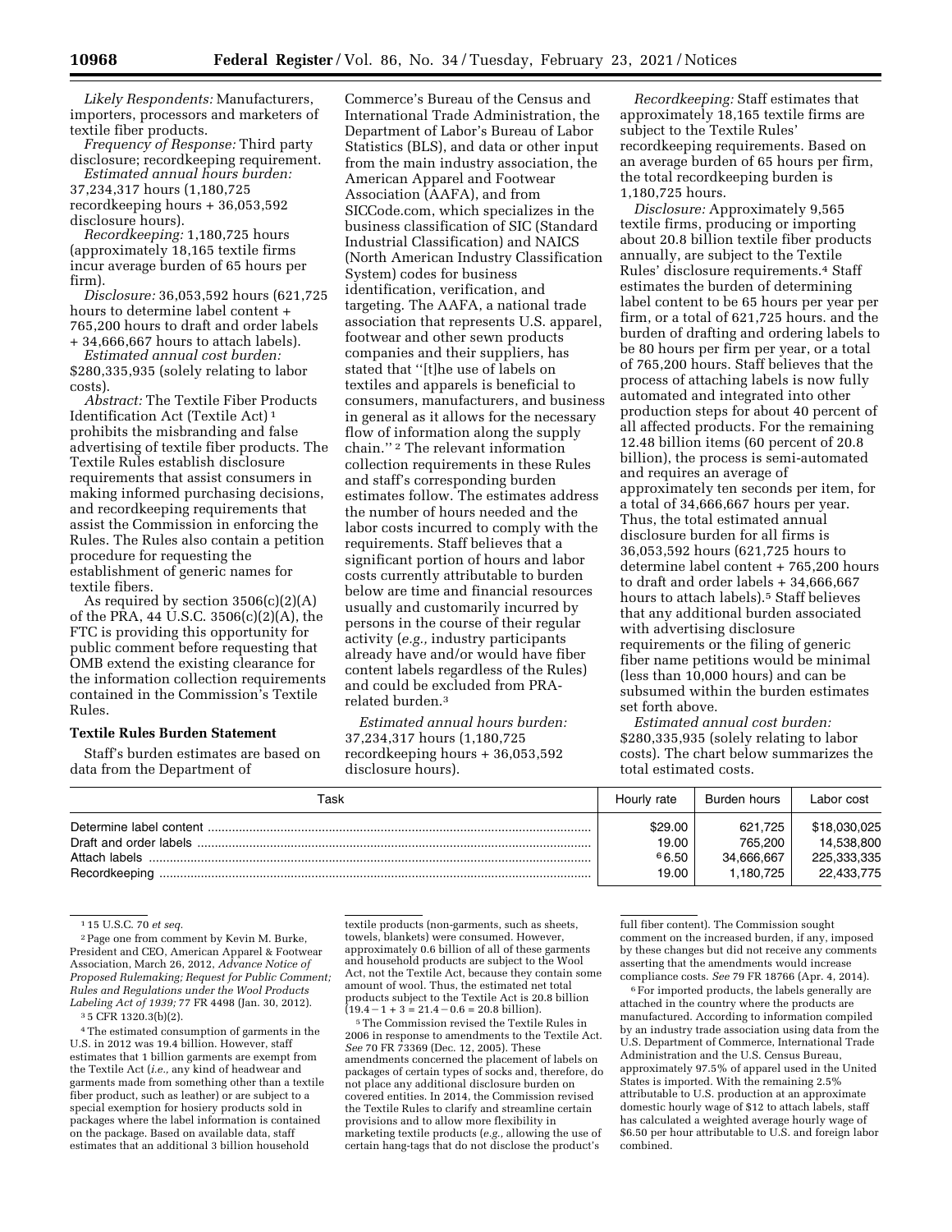*Likely Respondents:* Manufacturers, importers, processors and marketers of textile fiber products.

*Frequency of Response:* Third party disclosure; recordkeeping requirement.

*Estimated annual hours burden:* 37,234,317 hours (1,180,725 recordkeeping hours + 36,053,592 disclosure hours).

*Recordkeeping:* 1,180,725 hours (approximately 18,165 textile firms incur average burden of 65 hours per firm).

*Disclosure:* 36,053,592 hours (621,725 hours to determine label content + 765,200 hours to draft and order labels + 34,666,667 hours to attach labels).

*Estimated annual cost burden:* $280,335,935 (solely relating to labor costs).

*Abstract:* The Textile Fiber Products Identification Act (Textile Act) [1] prohibits the misbranding and false advertising of textile fiber products. The Textile Rules establish disclosure requirements that assist consumers in making informed purchasing decisions, and recordkeeping requirements that assist the Commission in enforcing the Rules. The Rules also contain a petition procedure for requesting the establishment of generic names for textile fibers.

As required by section 3506(c)(2)(A) of the PRA, 44 U.S.C. 3506(c)(2)(A), the FTC is providing this opportunity for public comment before requesting that OMB extend the existing clearance for the information collection requirements contained in the Commission's Textile Rules.

**Textile Rules Burden Statement**

Staff's burden estimates are based on data from the Department of Commerce's Bureau of the Census and International Trade Administration, the Department of Labor's Bureau of Labor Statistics (BLS), and data or other input from the main industry association, the American Apparel and Footwear Association (AAFA), and from SICCode.com, which specializes in the business classification of SIC (Standard Industrial Classification) and NAICS (North American Industry Classification System) codes for business identification, verification, and targeting. The AAFA, a national trade association that represents U.S. apparel, footwear and other sewn products companies and their suppliers, has stated that "[t]he use of labels on textiles and apparels is beneficial to consumers, manufacturers, and business in general as it allows for the necessary flow of information along the supply chain." [2] The relevant information collection requirements in these Rules and staff's corresponding burden estimates follow. The estimates address the number of hours needed and the labor costs incurred to comply with the requirements. Staff believes that a significant portion of hours and labor costs currently attributable to burden below are time and financial resources usually and customarily incurred by persons in the course of their regular activity (*e.g.,* industry participants already have and/or would have fiber content labels regardless of the Rules) and could be excluded from PRA-related burden.[3]

*Estimated annual hours burden:* 37,234,317 hours (1,180,725 recordkeeping hours + 36,053,592 disclosure hours).

*Recordkeeping:* Staff estimates that approximately 18,165 textile firms are subject to the Textile Rules' recordkeeping requirements. Based on an average burden of 65 hours per firm, the total recordkeeping burden is 1,180,725 hours.

*Disclosure:* Approximately 9,565 textile firms, producing or importing about 20.8 billion textile fiber products annually, are subject to the Textile Rules' disclosure requirements.[4] Staff estimates the burden of determining label content to be 65 hours per year per firm, or a total of 621,725 hours. and the burden of drafting and ordering labels to be 80 hours per firm per year, or a total of 765,200 hours. Staff believes that the process of attaching labels is now fully automated and integrated into other production steps for about 40 percent of all affected products. For the remaining 12.48 billion items (60 percent of 20.8 billion), the process is semi-automated and requires an average of approximately ten seconds per item, for a total of 34,666,667 hours per year. Thus, the total estimated annual disclosure burden for all firms is 36,053,592 hours (621,725 hours to determine label content + 765,200 hours to draft and order labels + 34,666,667 hours to attach labels).[5] Staff believes that any additional burden associated with advertising disclosure requirements or the filing of generic fiber name petitions would be minimal (less than 10,000 hours) and can be subsumed within the burden estimates set forth above.

*Estimated annual cost burden:* $280,335,935 (solely relating to labor costs). The chart below summarizes the total estimated costs.

| Task | Hourly rate | Burden hours | Labor cost |
|---|---|---|---|
| Determine label content | $29.00 | 621,725 | $18,030,025 |
| Draft and order labels | 19.00 | 765,200 | 14,538,800 |
| Attach labels | [6] 6.50 | 34,666,667 | 225,333,335 |
| Recordkeeping | 19.00 | 1,180,725 | 22,433,775 |

---

[1] 15 U.S.C. 70 *et seq.*

[2] Page one from comment by Kevin M. Burke, President and CEO, American Apparel & Footwear Association, March 26, 2012, *Advance Notice of Proposed Rulemaking; Request for Public Comment; Rules and Regulations under the Wool Products Labeling Act of 1939;* 77 FR 4498 (Jan. 30, 2012).

[3] 5 CFR 1320.3(b)(2).

[4] The estimated consumption of garments in the U.S. in 2012 was 19.4 billion. However, staff estimates that 1 billion garments are exempt from the Textile Act (*i.e.,* any kind of headwear and garments made from something other than a textile fiber product, such as leather) or are subject to a special exemption for hosiery products sold in packages where the label information is contained on the package. Based on available data, staff estimates that an additional 3 billion household textile products (non-garments, such as sheets, towels, blankets) were consumed. However, approximately 0.6 billion of all of these garments and household products are subject to the Wool Act, not the Textile Act, because they contain some amount of wool. Thus, the estimated net total products subject to the Textile Act is 20.8 billion $(19.4 - 1 + 3 = 21.4 - 0.6 = 20.8$ billion).

[5] The Commission revised the Textile Rules in 2006 in response to amendments to the Textile Act. *See* 70 FR 73369 (Dec. 12, 2005). These amendments concerned the placement of labels on packages of certain types of socks and, therefore, do not place any additional disclosure burden on covered entities. In 2014, the Commission revised the Textile Rules to clarify and streamline certain provisions and to allow more flexibility in marketing textile products (*e.g.,* allowing the use of certain hang-tags that do not disclose the product's full fiber content). The Commission sought comment on the increased burden, if any, imposed by these changes but did not receive any comments asserting that the amendments would increase compliance costs. *See* 79 FR 18766 (Apr. 4, 2014).

[6] For imported products, the labels generally are attached in the country where the products are manufactured. According to information compiled by an industry trade association using data from the U.S. Department of Commerce, International Trade Administration and the U.S. Census Bureau, approximately 97.5% of apparel used in the United States is imported. With the remaining 2.5% attributable to U.S. production at an approximate domestic hourly wage of $12 to attach labels, staff has calculated a weighted average hourly wage of $6.50 per hour attributable to U.S. and foreign labor combined.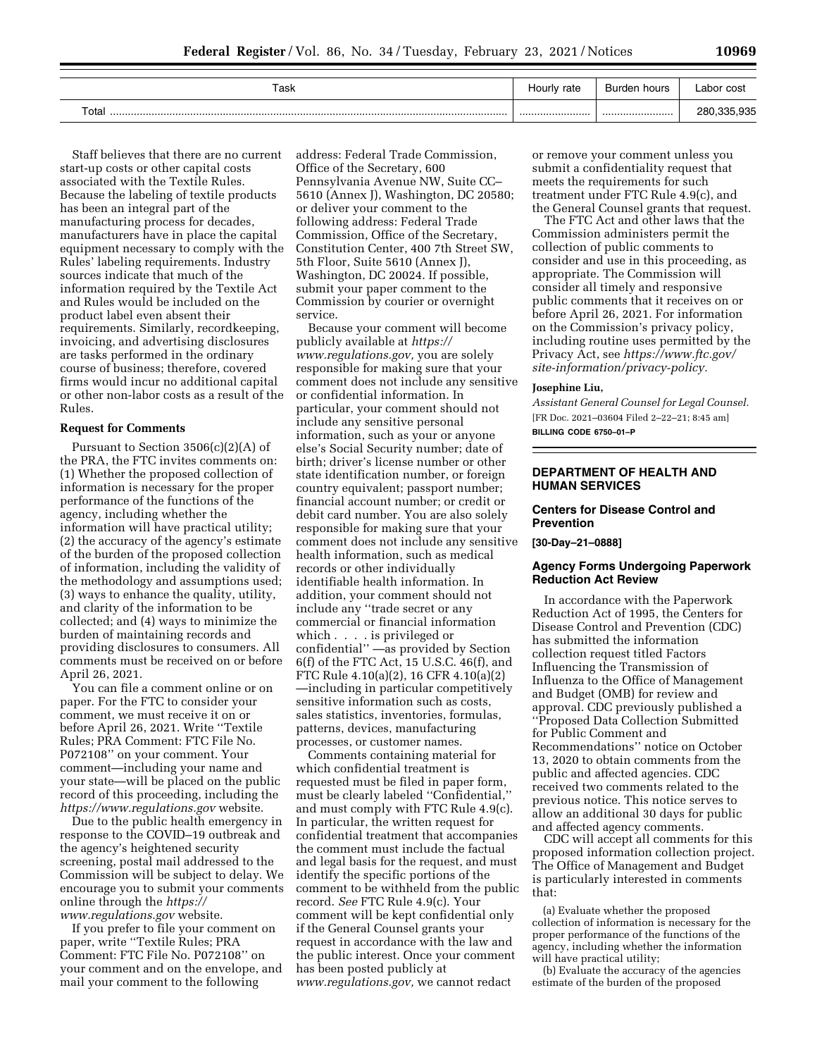| Task | Hourly rate | Burden hours | Labor cost |
|---|---|---|---|
| Total | .......................... | .......................... | 280,335,935 |

Staff believes that there are no current start-up costs or other capital costs associated with the Textile Rules. Because the labeling of textile products has been an integral part of the manufacturing process for decades, manufacturers have in place the capital equipment necessary to comply with the Rules' labeling requirements. Industry sources indicate that much of the information required by the Textile Act and Rules would be included on the product label even absent their requirements. Similarly, recordkeeping, invoicing, and advertising disclosures are tasks performed in the ordinary course of business; therefore, covered firms would incur no additional capital or other non-labor costs as a result of the Rules.

**Request for Comments**

Pursuant to Section 3506(c)(2)(A) of the PRA, the FTC invites comments on: (1) Whether the proposed collection of information is necessary for the proper performance of the functions of the agency, including whether the information will have practical utility; (2) the accuracy of the agency's estimate of the burden of the proposed collection of information, including the validity of the methodology and assumptions used; (3) ways to enhance the quality, utility, and clarity of the information to be collected; and (4) ways to minimize the burden of maintaining records and providing disclosures to consumers. All comments must be received on or before April 26, 2021.

You can file a comment online or on paper. For the FTC to consider your comment, we must receive it on or before April 26, 2021. Write ''Textile Rules; PRA Comment: FTC File No. P072108'' on your comment. Your comment—including your name and your state—will be placed on the public record of this proceeding, including the *https://www.regulations.gov* website.

Due to the public health emergency in response to the COVID–19 outbreak and the agency's heightened security screening, postal mail addressed to the Commission will be subject to delay. We encourage you to submit your comments online through the *https://www.regulations.gov* website.

If you prefer to file your comment on paper, write ''Textile Rules; PRA Comment: FTC File No. P072108'' on your comment and on the envelope, and mail your comment to the following address: Federal Trade Commission, Office of the Secretary, 600 Pennsylvania Avenue NW, Suite CC–5610 (Annex J), Washington, DC 20580; or deliver your comment to the following address: Federal Trade Commission, Office of the Secretary, Constitution Center, 400 7th Street SW, 5th Floor, Suite 5610 (Annex J), Washington, DC 20024. If possible, submit your paper comment to the Commission by courier or overnight service.

Because your comment will become publicly available at *https://www.regulations.gov,* you are solely responsible for making sure that your comment does not include any sensitive or confidential information. In particular, your comment should not include any sensitive personal information, such as your or anyone else's Social Security number; date of birth; driver's license number or other state identification number, or foreign country equivalent; passport number; financial account number; or credit or debit card number. You are also solely responsible for making sure that your comment does not include any sensitive health information, such as medical records or other individually identifiable health information. In addition, your comment should not include any ''trade secret or any commercial or financial information which . . . . is privileged or confidential'' —as provided by Section 6(f) of the FTC Act, 15 U.S.C. 46(f), and FTC Rule 4.10(a)(2), 16 CFR 4.10(a)(2) —including in particular competitively sensitive information such as costs, sales statistics, inventories, formulas, patterns, devices, manufacturing processes, or customer names.

Comments containing material for which confidential treatment is requested must be filed in paper form, must be clearly labeled ''Confidential,'' and must comply with FTC Rule 4.9(c). In particular, the written request for confidential treatment that accompanies the comment must include the factual and legal basis for the request, and must identify the specific portions of the comment to be withheld from the public record. *See* FTC Rule 4.9(c). Your comment will be kept confidential only if the General Counsel grants your request in accordance with the law and the public interest. Once your comment has been posted publicly at *www.regulations.gov,* we cannot redact or remove your comment unless you submit a confidentiality request that meets the requirements for such treatment under FTC Rule 4.9(c), and the General Counsel grants that request.

The FTC Act and other laws that the Commission administers permit the collection of public comments to consider and use in this proceeding, as appropriate. The Commission will consider all timely and responsive public comments that it receives on or before April 26, 2021. For information on the Commission's privacy policy, including routine uses permitted by the Privacy Act, see *https://www.ftc.gov/site-information/privacy-policy.*

**Josephine Liu,**

*Assistant General Counsel for Legal Counsel.*

[FR Doc. 2021–03604 Filed 2–22–21; 8:45 am]

**BILLING CODE 6750–01–P**

## DEPARTMENT OF HEALTH AND HUMAN SERVICES

### Centers for Disease Control and Prevention

**[30-Day–21–0888]**

### Agency Forms Undergoing Paperwork Reduction Act Review

In accordance with the Paperwork Reduction Act of 1995, the Centers for Disease Control and Prevention (CDC) has submitted the information collection request titled Factors Influencing the Transmission of Influenza to the Office of Management and Budget (OMB) for review and approval. CDC previously published a ''Proposed Data Collection Submitted for Public Comment and Recommendations'' notice on October 13, 2020 to obtain comments from the public and affected agencies. CDC received two comments related to the previous notice. This notice serves to allow an additional 30 days for public and affected agency comments.

CDC will accept all comments for this proposed information collection project. The Office of Management and Budget is particularly interested in comments that:

(a) Evaluate whether the proposed collection of information is necessary for the proper performance of the functions of the agency, including whether the information will have practical utility;

(b) Evaluate the accuracy of the agencies estimate of the burden of the proposed